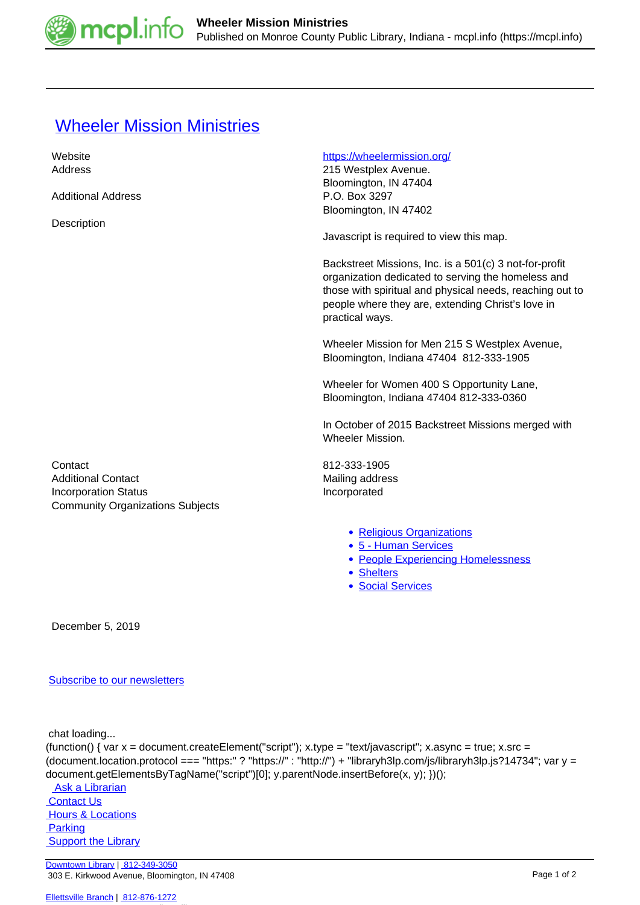# Wheeler Mission Ministries

| | |
|---|---|
| Website | https://wheelermission.org/ |
| Address | 215 Westplex Avenue.<br>Bloomington, IN 47404 |
| Additional Address | P.O. Box 3297<br>Bloomington, IN 47402 |
| Description | Javascript is required to view this map.<br><br>Backstreet Missions, Inc. is a 501(c) 3 not-for-profit organization dedicated to serving the homeless and those with spiritual and physical needs, reaching out to people where they are, extending Christ's love in practical ways.<br><br>Wheeler Mission for Men 215 S Westplex Avenue, Bloomington, Indiana 47404 812-333-1905<br><br>Wheeler for Women 400 S Opportunity Lane, Bloomington, Indiana 47404 812-333-0360<br><br>In October of 2015 Backstreet Missions merged with Wheeler Mission. |
| Contact | 812-333-1905 |
| Additional Contact | Mailing address |
| Incorporation Status | Incorporated |
| Community Organizations Subjects | • Religious Organizations<br>• 5 - Human Services<br>• People Experiencing Homelessness<br>• Shelters<br>• Social Services |

December 5, 2019

Subscribe to our newsletters

chat loading...

```
(function() { var x = document.createElement("script"); x.type = "text/javascript"; x.async = true; x.src = (document.location.protocol === "https:" ? "https://" : "http://") + "libraryh3lp.com/js/libraryh3lp.js?14734"; var y = document.getElementsByTagName("script")[0]; y.parentNode.insertBefore(x, y); })();
```

Ask a Librarian
Contact Us
Hours & Locations
Parking
Support the Library

Downtown Library | 812-349-3050
303 E. Kirkwood Avenue, Bloomington, IN 47408

Ellettsville Branch | 812-876-1272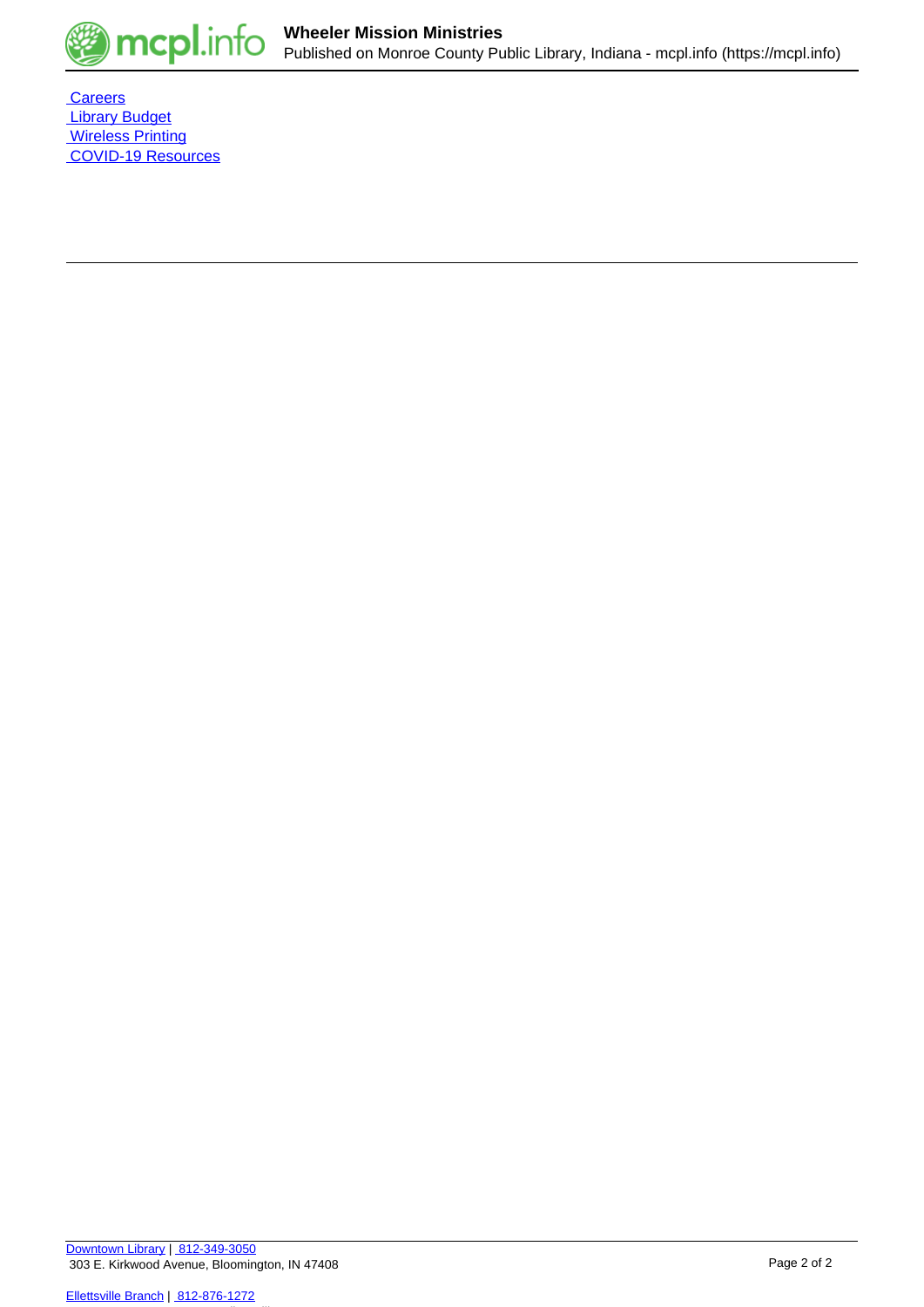[Careers]
[Library Budget]
[Wireless Printing]
[COVID-19 Resources]

---

[Downtown Library] | [812-349-3050]
303 E. Kirkwood Avenue, Bloomington, IN 47408

[Ellettsville Branch] | [812-876-1272]